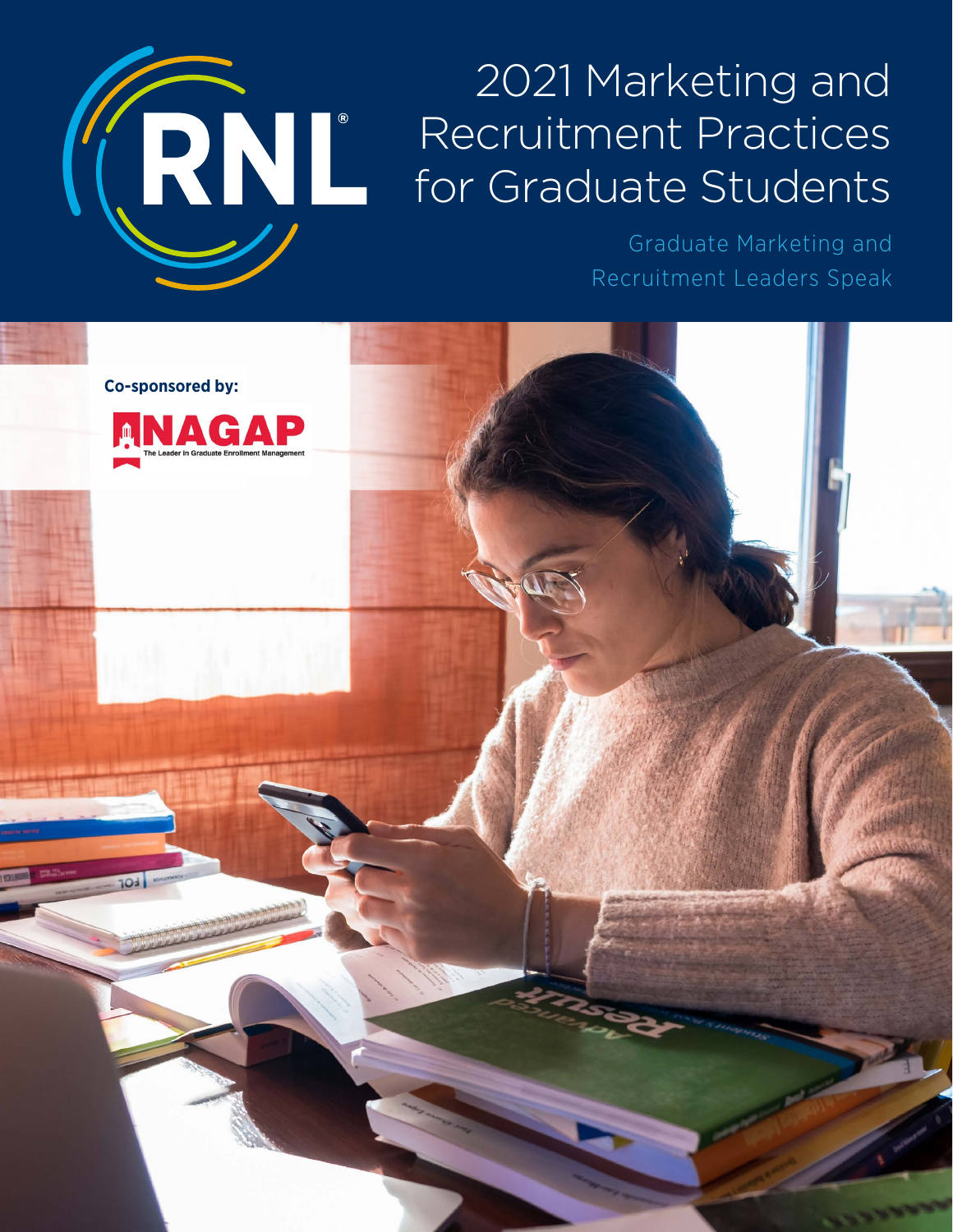# 2021 Marketing and Recruitment Practices for Graduate Students

## Graduate Marketing and Recruitment Leaders Speak

**Co-sponsored by:**

NAGAP
The Leader in Graduate Enrollment Management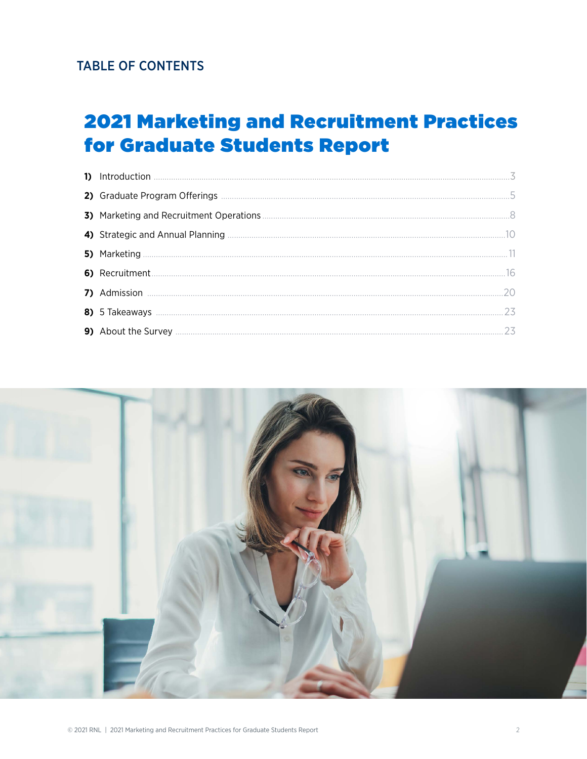TABLE OF CONTENTS

# 2021 Marketing and Recruitment Practices for Graduate Students Report

1) Introduction ..... 3
2) Graduate Program Offerings ..... 5
3) Marketing and Recruitment Operations ..... 8
4) Strategic and Annual Planning ..... 10
5) Marketing ..... 11
6) Recruitment ..... 16
7) Admission ..... 20
8) 5 Takeaways ..... 23
9) About the Survey ..... 23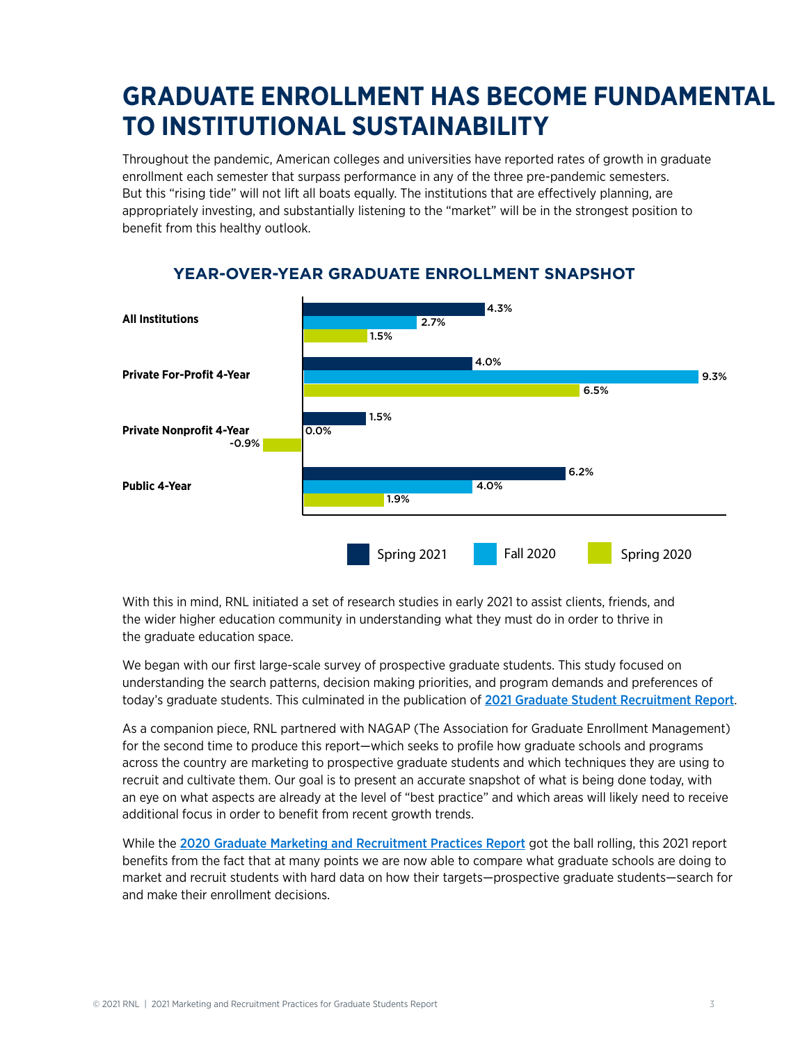# GRADUATE ENROLLMENT HAS BECOME FUNDAMENTAL TO INSTITUTIONAL SUSTAINABILITY

Throughout the pandemic, American colleges and universities have reported rates of growth in graduate enrollment each semester that surpass performance in any of the three pre-pandemic semesters. But this "rising tide" will not lift all boats equally. The institutions that are effectively planning, are appropriately investing, and substantially listening to the "market" will be in the strongest position to benefit from this healthy outlook.

## YEAR-OVER-YEAR GRADUATE ENROLLMENT SNAPSHOT

| | Spring 2021 | Fall 2020 | Spring 2020 |
|---|---|---|---|
| All Institutions | 4.3% | 2.7% | 1.5% |
| Private For-Profit 4-Year | 4.0% | 9.3% | 6.5% |
| Private Nonprofit 4-Year | 1.5% | 0.0% | -0.9% |
| Public 4-Year | 6.2% | 4.0% | 1.9% |

With this in mind, RNL initiated a set of research studies in early 2021 to assist clients, friends, and the wider higher education community in understanding what they must do in order to thrive in the graduate education space.

We began with our first large-scale survey of prospective graduate students. This study focused on understanding the search patterns, decision making priorities, and program demands and preferences of today's graduate students. This culminated in the publication of 2021 Graduate Student Recruitment Report.

As a companion piece, RNL partnered with NAGAP (The Association for Graduate Enrollment Management) for the second time to produce this report—which seeks to profile how graduate schools and programs across the country are marketing to prospective graduate students and which techniques they are using to recruit and cultivate them. Our goal is to present an accurate snapshot of what is being done today, with an eye on what aspects are already at the level of "best practice" and which areas will likely need to receive additional focus in order to benefit from recent growth trends.

While the 2020 Graduate Marketing and Recruitment Practices Report got the ball rolling, this 2021 report benefits from the fact that at many points we are now able to compare what graduate schools are doing to market and recruit students with hard data on how their targets—prospective graduate students—search for and make their enrollment decisions.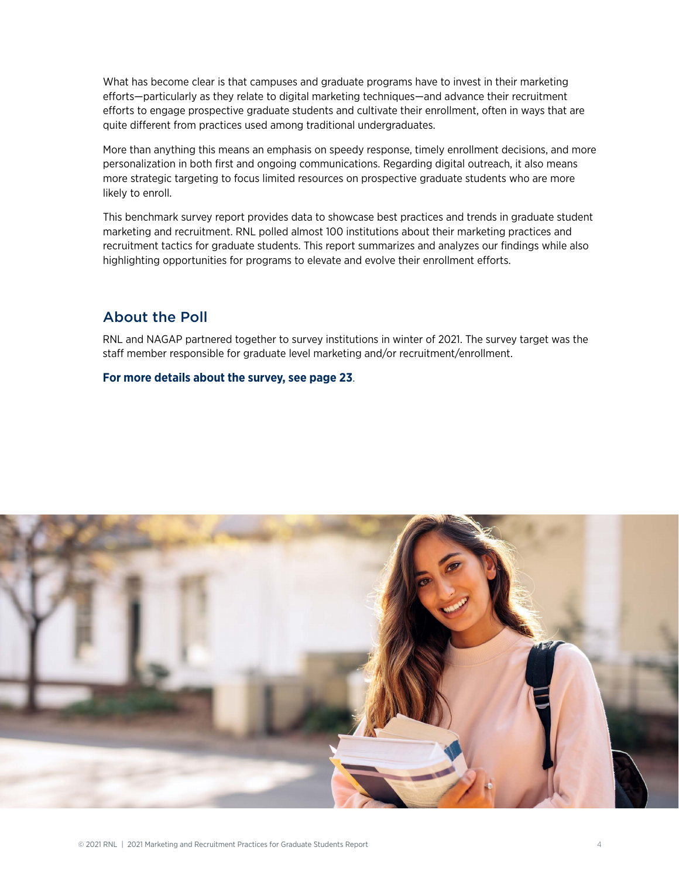What has become clear is that campuses and graduate programs have to invest in their marketing efforts—particularly as they relate to digital marketing techniques—and advance their recruitment efforts to engage prospective graduate students and cultivate their enrollment, often in ways that are quite different from practices used among traditional undergraduates.

More than anything this means an emphasis on speedy response, timely enrollment decisions, and more personalization in both first and ongoing communications. Regarding digital outreach, it also means more strategic targeting to focus limited resources on prospective graduate students who are more likely to enroll.

This benchmark survey report provides data to showcase best practices and trends in graduate student marketing and recruitment. RNL polled almost 100 institutions about their marketing practices and recruitment tactics for graduate students. This report summarizes and analyzes our findings while also highlighting opportunities for programs to elevate and evolve their enrollment efforts.

## About the Poll

RNL and NAGAP partnered together to survey institutions in winter of 2021. The survey target was the staff member responsible for graduate level marketing and/or recruitment/enrollment.

**For more details about the survey, see page 23**.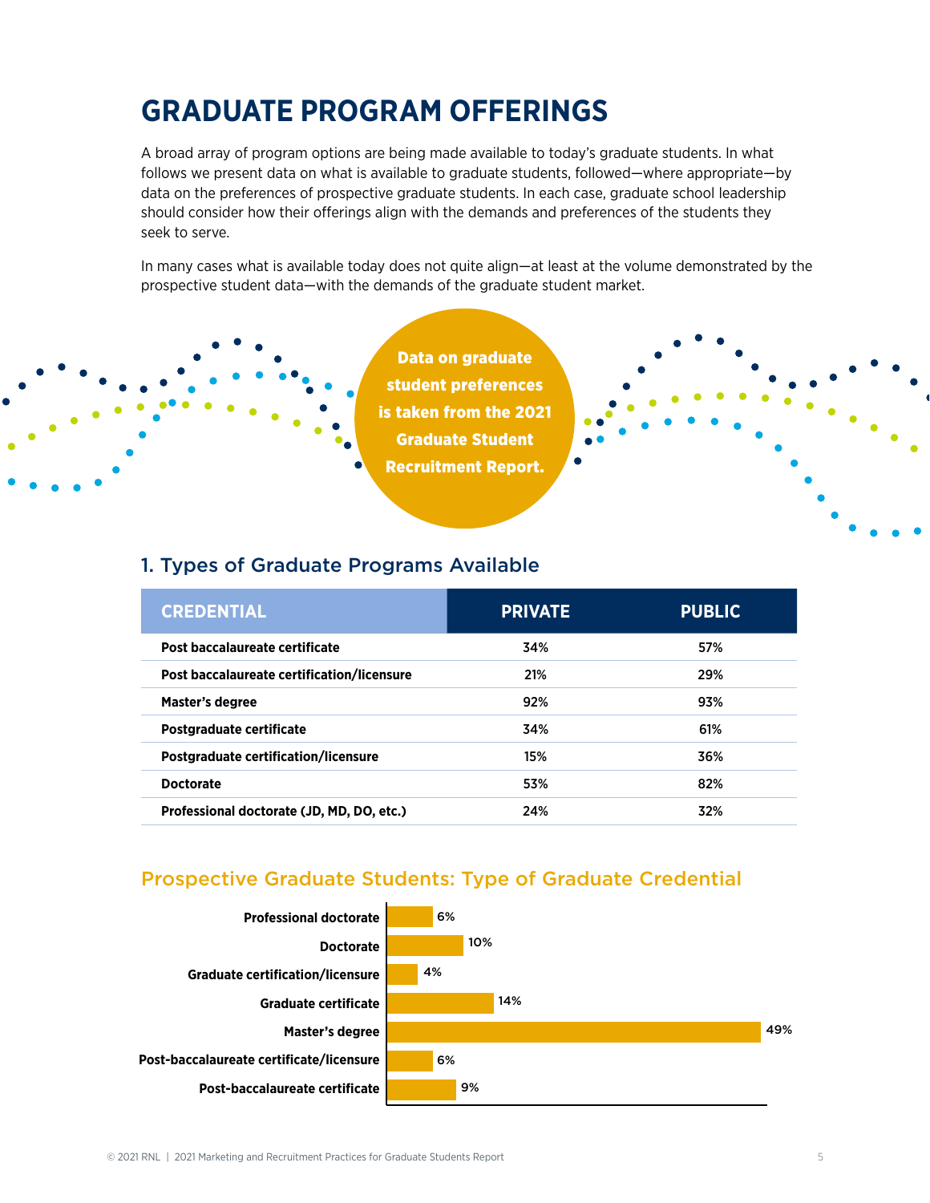# GRADUATE PROGRAM OFFERINGS

A broad array of program options are being made available to today's graduate students. In what follows we present data on what is available to graduate students, followed—where appropriate—by data on the preferences of prospective graduate students. In each case, graduate school leadership should consider how their offerings align with the demands and preferences of the students they seek to serve.

In many cases what is available today does not quite align—at least at the volume demonstrated by the prospective student data—with the demands of the graduate student market.

**Data on graduate student preferences is taken from the 2021 Graduate Student Recruitment Report.**

## 1. Types of Graduate Programs Available

| CREDENTIAL | PRIVATE | PUBLIC |
|---|---|---|
| **Post baccalaureate certificate** | 34% | 57% |
| **Post baccalaureate certification/licensure** | 21% | 29% |
| **Master's degree** | 92% | 93% |
| **Postgraduate certificate** | 34% | 61% |
| **Postgraduate certification/licensure** | 15% | 36% |
| **Doctorate** | 53% | 82% |
| **Professional doctorate (JD, MD, DO, etc.)** | 24% | 32% |

## Prospective Graduate Students: Type of Graduate Credential

| Credential | Percentage |
|---|---|
| Professional doctorate | 6% |
| Doctorate | 10% |
| Graduate certification/licensure | 4% |
| Graduate certificate | 14% |
| Master's degree | 49% |
| Post-baccalaureate certificate/licensure | 6% |
| Post-baccalaureate certificate | 9% |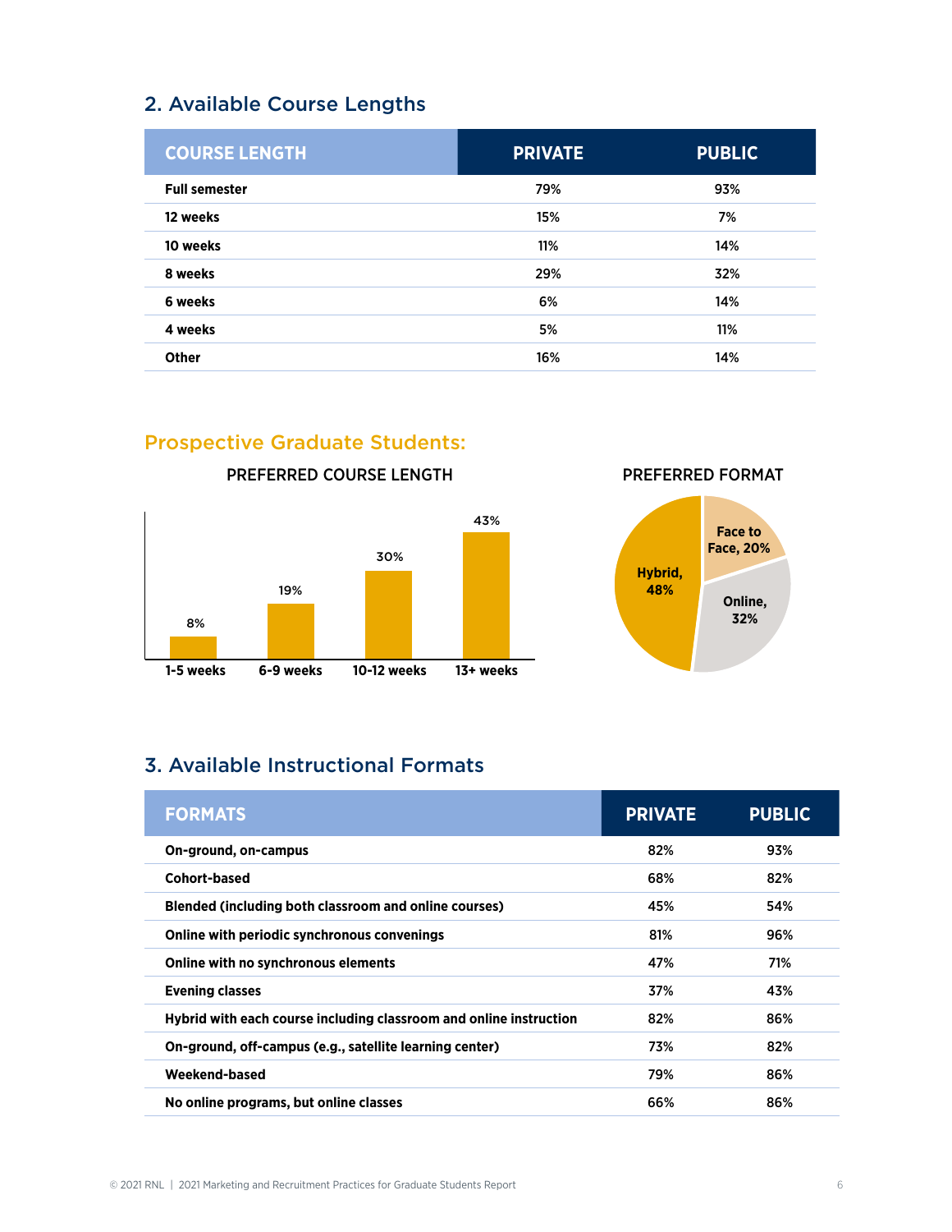## 2. Available Course Lengths

| COURSE LENGTH | PRIVATE | PUBLIC |
|---|---|---|
| Full semester | 79% | 93% |
| 12 weeks | 15% | 7% |
| 10 weeks | 11% | 14% |
| 8 weeks | 29% | 32% |
| 6 weeks | 6% | 14% |
| 4 weeks | 5% | 11% |
| Other | 16% | 14% |

### Prospective Graduate Students:

**PREFERRED COURSE LENGTH**

| Course length | Percentage |
|---|---|
| 1-5 weeks | 8% |
| 6-9 weeks | 19% |
| 10-12 weeks | 30% |
| 13+ weeks | 43% |

**PREFERRED FORMAT**

| Format | Percentage |
|---|---|
| Face to Face | 20% |
| Online | 32% |
| Hybrid | 48% |

## 3. Available Instructional Formats

| FORMATS | PRIVATE | PUBLIC |
|---|---|---|
| On-ground, on-campus | 82% | 93% |
| Cohort-based | 68% | 82% |
| Blended (including both classroom and online courses) | 45% | 54% |
| Online with periodic synchronous convenings | 81% | 96% |
| Online with no synchronous elements | 47% | 71% |
| Evening classes | 37% | 43% |
| Hybrid with each course including classroom and online instruction | 82% | 86% |
| On-ground, off-campus (e.g., satellite learning center) | 73% | 82% |
| Weekend-based | 79% | 86% |
| No online programs, but online classes | 66% | 86% |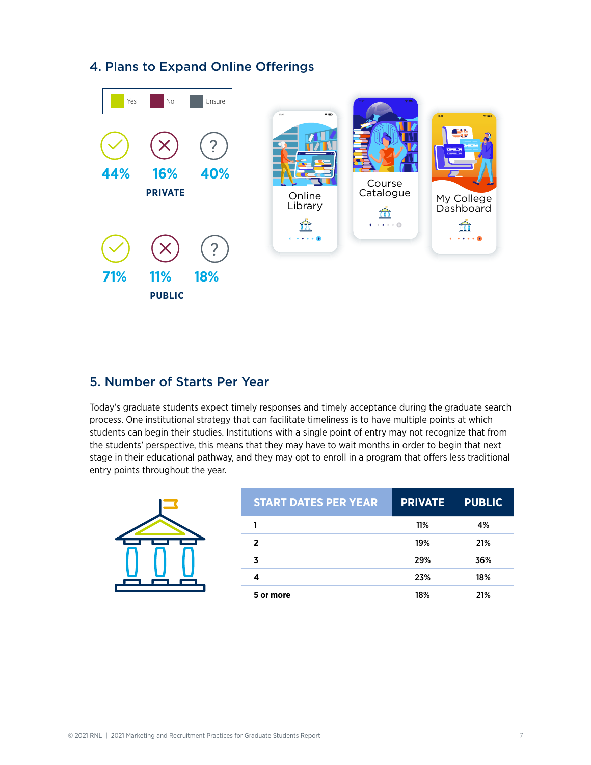## 4. Plans to Expand Online Offerings

Yes | No | Unsure

**PRIVATE**

| Yes | No | Unsure |
|---|---|---|
| 44% | 16% | 40% |

**PUBLIC**

| Yes | No | Unsure |
|---|---|---|
| 71% | 11% | 18% |

## 5. Number of Starts Per Year

Today's graduate students expect timely responses and timely acceptance during the graduate search process. One institutional strategy that can facilitate timeliness is to have multiple points at which students can begin their studies. Institutions with a single point of entry may not recognize that from the students' perspective, this means that they may have to wait months in order to begin that next stage in their educational pathway, and they may opt to enroll in a program that offers less traditional entry points throughout the year.

| START DATES PER YEAR | PRIVATE | PUBLIC |
|---|---|---|
| 1 | 11% | 4% |
| 2 | 19% | 21% |
| 3 | 29% | 36% |
| 4 | 23% | 18% |
| 5 or more | 18% | 21% |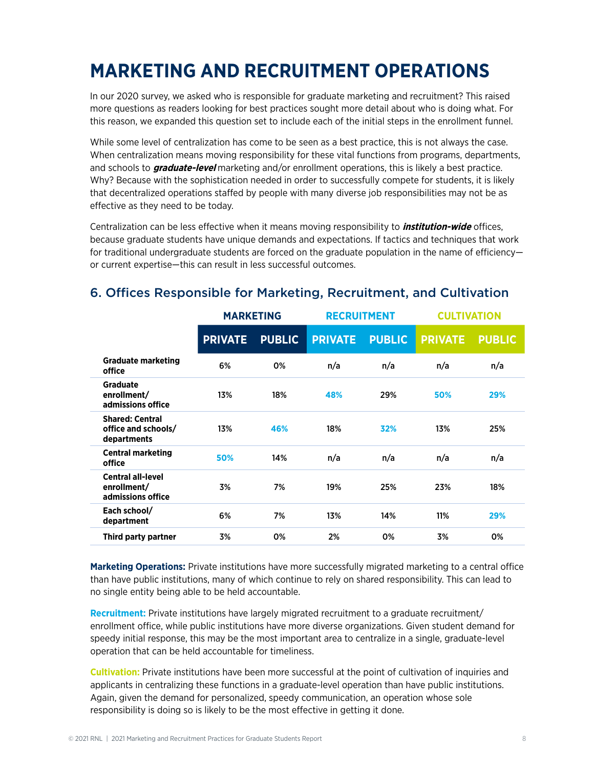# MARKETING AND RECRUITMENT OPERATIONS

In our 2020 survey, we asked who is responsible for graduate marketing and recruitment? This raised more questions as readers looking for best practices sought more detail about who is doing what. For this reason, we expanded this question set to include each of the initial steps in the enrollment funnel.

While some level of centralization has come to be seen as a best practice, this is not always the case. When centralization means moving responsibility for these vital functions from programs, departments, and schools to ***graduate-level*** marketing and/or enrollment operations, this is likely a best practice. Why? Because with the sophistication needed in order to successfully compete for students, it is likely that decentralized operations staffed by people with many diverse job responsibilities may not be as effective as they need to be today.

Centralization can be less effective when it means moving responsibility to ***institution-wide*** offices, because graduate students have unique demands and expectations. If tactics and techniques that work for traditional undergraduate students are forced on the graduate population in the name of efficiency—or current expertise—this can result in less successful outcomes.

## 6. Offices Responsible for Marketing, Recruitment, and Cultivation

| | MARKETING | | RECRUITMENT | | CULTIVATION | |
|---|---|---|---|---|---|---|
| | PRIVATE | PUBLIC | PRIVATE | PUBLIC | PRIVATE | PUBLIC |
| Graduate marketing office | 6% | 0% | n/a | n/a | n/a | n/a |
| Graduate enrollment/ admissions office | 13% | 18% | 48% | 29% | 50% | 29% |
| Shared: Central office and schools/ departments | 13% | 46% | 18% | 32% | 13% | 25% |
| Central marketing office | 50% | 14% | n/a | n/a | n/a | n/a |
| Central all-level enrollment/ admissions office | 3% | 7% | 19% | 25% | 23% | 18% |
| Each school/ department | 6% | 7% | 13% | 14% | 11% | 29% |
| Third party partner | 3% | 0% | 2% | 0% | 3% | 0% |

**Marketing Operations:** Private institutions have more successfully migrated marketing to a central office than have public institutions, many of which continue to rely on shared responsibility. This can lead to no single entity being able to be held accountable.

**Recruitment:** Private institutions have largely migrated recruitment to a graduate recruitment/ enrollment office, while public institutions have more diverse organizations. Given student demand for speedy initial response, this may be the most important area to centralize in a single, graduate-level operation that can be held accountable for timeliness.

**Cultivation:** Private institutions have been more successful at the point of cultivation of inquiries and applicants in centralizing these functions in a graduate-level operation than have public institutions. Again, given the demand for personalized, speedy communication, an operation whose sole responsibility is doing so is likely to be the most effective in getting it done.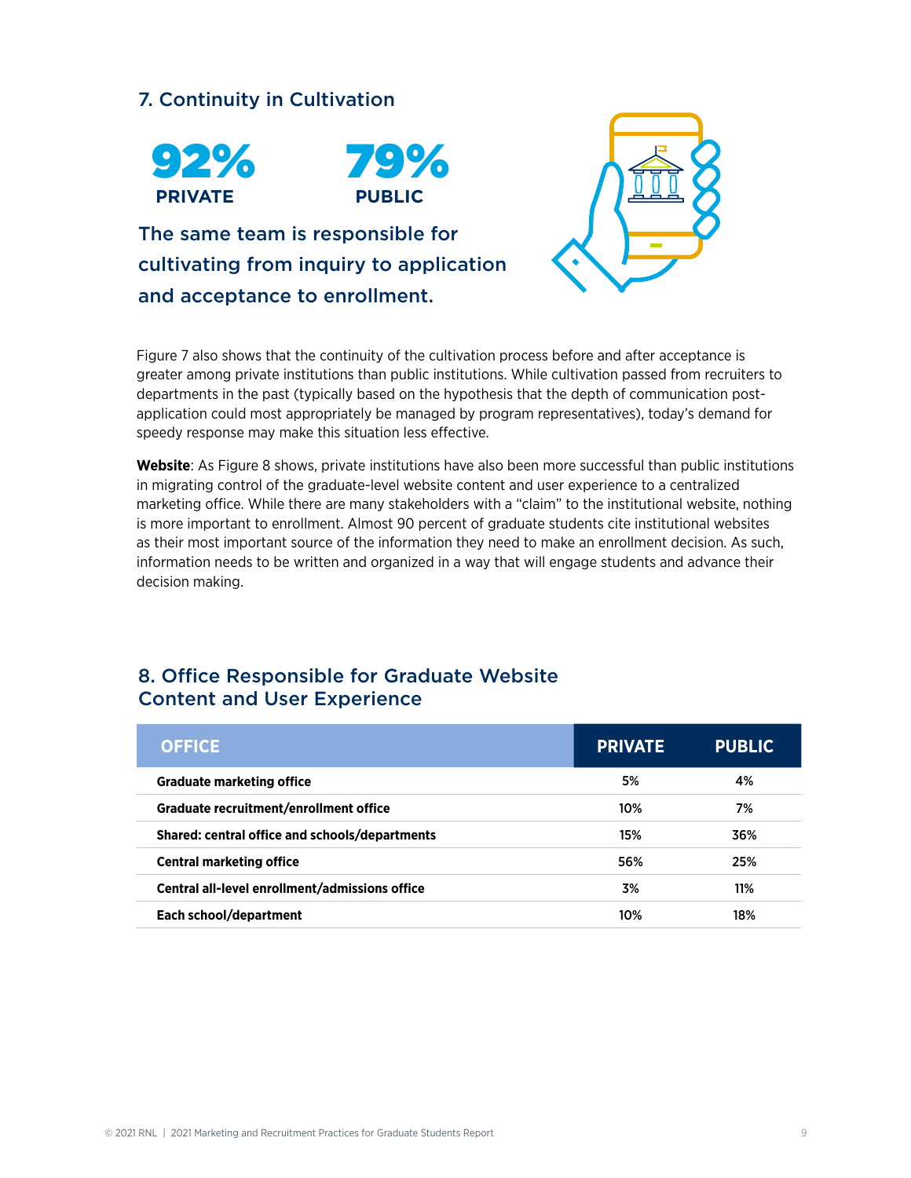## 7. Continuity in Cultivation

**92%** PRIVATE

**79%** PUBLIC

The same team is responsible for cultivating from inquiry to application and acceptance to enrollment.

Figure 7 also shows that the continuity of the cultivation process before and after acceptance is greater among private institutions than public institutions. While cultivation passed from recruiters to departments in the past (typically based on the hypothesis that the depth of communication post-application could most appropriately be managed by program representatives), today's demand for speedy response may make this situation less effective.

**Website**: As Figure 8 shows, private institutions have also been more successful than public institutions in migrating control of the graduate-level website content and user experience to a centralized marketing office. While there are many stakeholders with a "claim" to the institutional website, nothing is more important to enrollment. Almost 90 percent of graduate students cite institutional websites as their most important source of the information they need to make an enrollment decision. As such, information needs to be written and organized in a way that will engage students and advance their decision making.

## 8. Office Responsible for Graduate Website Content and User Experience

| OFFICE | PRIVATE | PUBLIC |
|---|---|---|
| Graduate marketing office | 5% | 4% |
| Graduate recruitment/enrollment office | 10% | 7% |
| Shared: central office and schools/departments | 15% | 36% |
| Central marketing office | 56% | 25% |
| Central all-level enrollment/admissions office | 3% | 11% |
| Each school/department | 10% | 18% |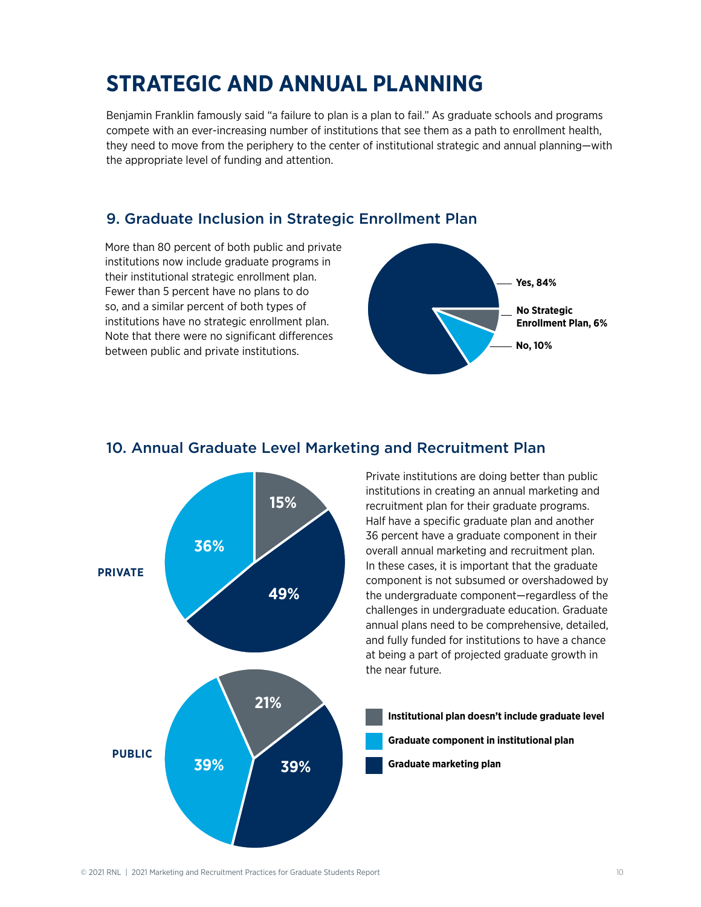# STRATEGIC AND ANNUAL PLANNING

Benjamin Franklin famously said "a failure to plan is a plan to fail." As graduate schools and programs compete with an ever-increasing number of institutions that see them as a path to enrollment health, they need to move from the periphery to the center of institutional strategic and annual planning—with the appropriate level of funding and attention.

## 9. Graduate Inclusion in Strategic Enrollment Plan

More than 80 percent of both public and private institutions now include graduate programs in their institutional strategic enrollment plan. Fewer than 5 percent have no plans to do so, and a similar percent of both types of institutions have no strategic enrollment plan. Note that there were no significant differences between public and private institutions.

Yes, 84%

No Strategic Enrollment Plan, 6%

No, 10%

## 10. Annual Graduate Level Marketing and Recruitment Plan

Private institutions are doing better than public institutions in creating an annual marketing and recruitment plan for their graduate programs. Half have a specific graduate plan and another 36 percent have a graduate component in their overall annual marketing and recruitment plan. In these cases, it is important that the graduate component is not subsumed or overshadowed by the undergraduate component—regardless of the challenges in undergraduate education. Graduate annual plans need to be comprehensive, detailed, and fully funded for institutions to have a chance at being a part of projected graduate growth in the near future.

| | Institutional plan doesn't include graduate level | Graduate component in institutional plan | Graduate marketing plan |
|---|---|---|---|
| PRIVATE | 15% | 36% | 49% |
| PUBLIC | 21% | 39% | 39% |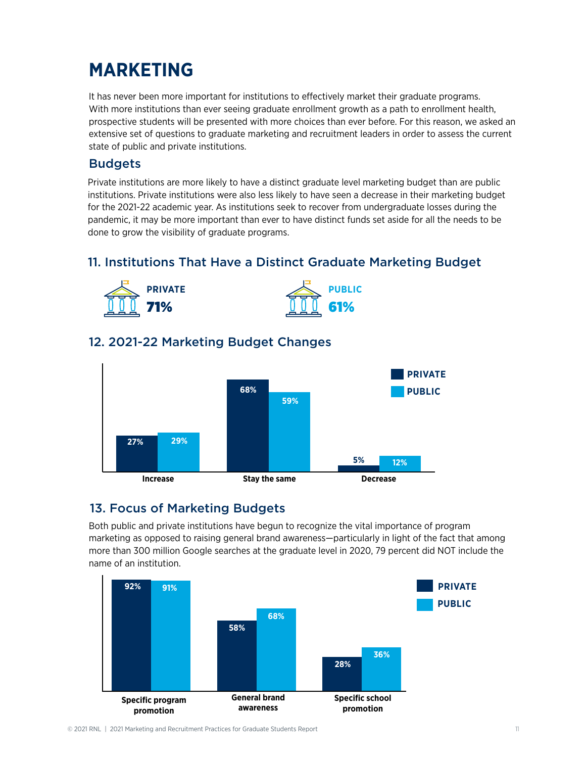# MARKETING

It has never been more important for institutions to effectively market their graduate programs. With more institutions than ever seeing graduate enrollment growth as a path to enrollment health, prospective students will be presented with more choices than ever before. For this reason, we asked an extensive set of questions to graduate marketing and recruitment leaders in order to assess the current state of public and private institutions.

## Budgets

Private institutions are more likely to have a distinct graduate level marketing budget than are public institutions. Private institutions were also less likely to have seen a decrease in their marketing budget for the 2021-22 academic year. As institutions seek to recover from undergraduate losses during the pandemic, it may be more important than ever to have distinct funds set aside for all the needs to be done to grow the visibility of graduate programs.

### 11. Institutions That Have a Distinct Graduate Marketing Budget

| PRIVATE | PUBLIC |
|---|---|
| 71% | 61% |

### 12. 2021-22 Marketing Budget Changes

| | PRIVATE | PUBLIC |
|---|---|---|
| Increase | 27% | 29% |
| Stay the same | 68% | 59% |
| Decrease | 5% | 12% |

### 13. Focus of Marketing Budgets

Both public and private institutions have begun to recognize the vital importance of program marketing as opposed to raising general brand awareness—particularly in light of the fact that among more than 300 million Google searches at the graduate level in 2020, 79 percent did NOT include the name of an institution.

| | PRIVATE | PUBLIC |
|---|---|---|
| Specific program promotion | 92% | 91% |
| General brand awareness | 58% | 68% |
| Specific school promotion | 28% | 36% |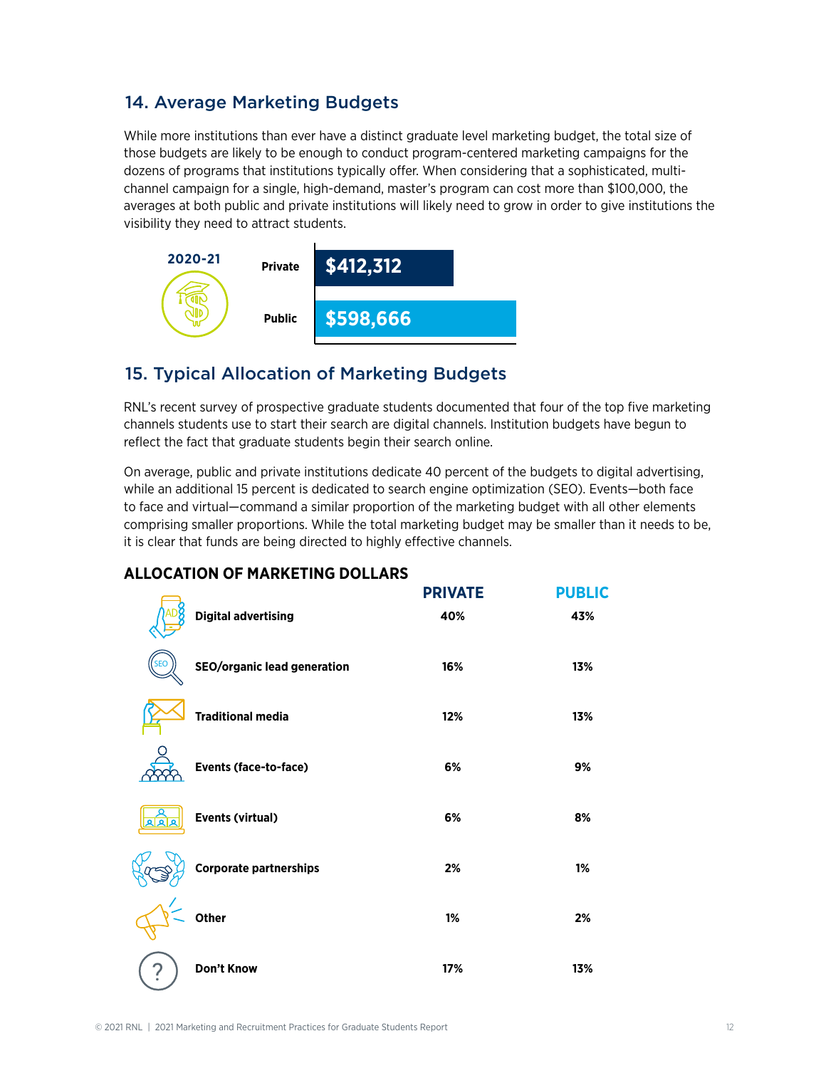## 14. Average Marketing Budgets

While more institutions than ever have a distinct graduate level marketing budget, the total size of those budgets are likely to be enough to conduct program-centered marketing campaigns for the dozens of programs that institutions typically offer. When considering that a sophisticated, multi-channel campaign for a single, high-demand, master's program can cost more than $100,000, the averages at both public and private institutions will likely need to grow in order to give institutions the visibility they need to attract students.

**2020-21**

| | |
|---|---|
| Private | $412,312 |
| Public | $598,666 |

## 15. Typical Allocation of Marketing Budgets

RNL's recent survey of prospective graduate students documented that four of the top five marketing channels students use to start their search are digital channels. Institution budgets have begun to reflect the fact that graduate students begin their search online.

On average, public and private institutions dedicate 40 percent of the budgets to digital advertising, while an additional 15 percent is dedicated to search engine optimization (SEO). Events—both face to face and virtual—command a similar proportion of the marketing budget with all other elements comprising smaller proportions. While the total marketing budget may be smaller than it needs to be, it is clear that funds are being directed to highly effective channels.

### ALLOCATION OF MARKETING DOLLARS

| | PRIVATE | PUBLIC |
|---|---|---|
| **Digital advertising** | 40% | 43% |
| **SEO/organic lead generation** | 16% | 13% |
| **Traditional media** | 12% | 13% |
| **Events (face-to-face)** | 6% | 9% |
| **Events (virtual)** | 6% | 8% |
| **Corporate partnerships** | 2% | 1% |
| **Other** | 1% | 2% |
| **Don't Know** | 17% | 13% |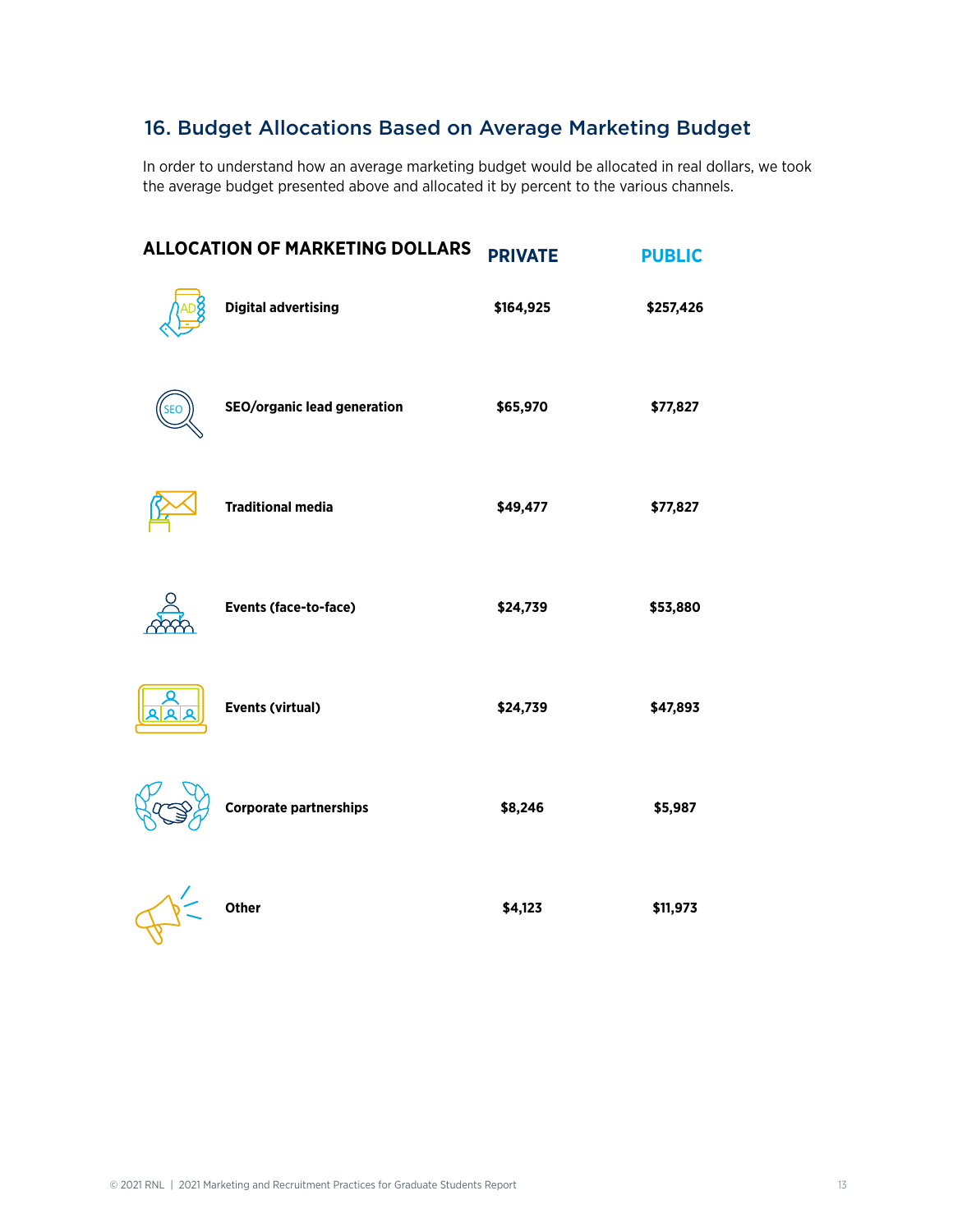## 16. Budget Allocations Based on Average Marketing Budget

In order to understand how an average marketing budget would be allocated in real dollars, we took the average budget presented above and allocated it by percent to the various channels.

| ALLOCATION OF MARKETING DOLLARS | PRIVATE | PUBLIC |
|---|---|---|
| Digital advertising | $164,925 | $257,426 |
| SEO/organic lead generation | $65,970 | $77,827 |
| Traditional media | $49,477 | $77,827 |
| Events (face-to-face) | $24,739 | $53,880 |
| Events (virtual) | $24,739 | $47,893 |
| Corporate partnerships | $8,246 | $5,987 |
| Other | $4,123 | $11,973 |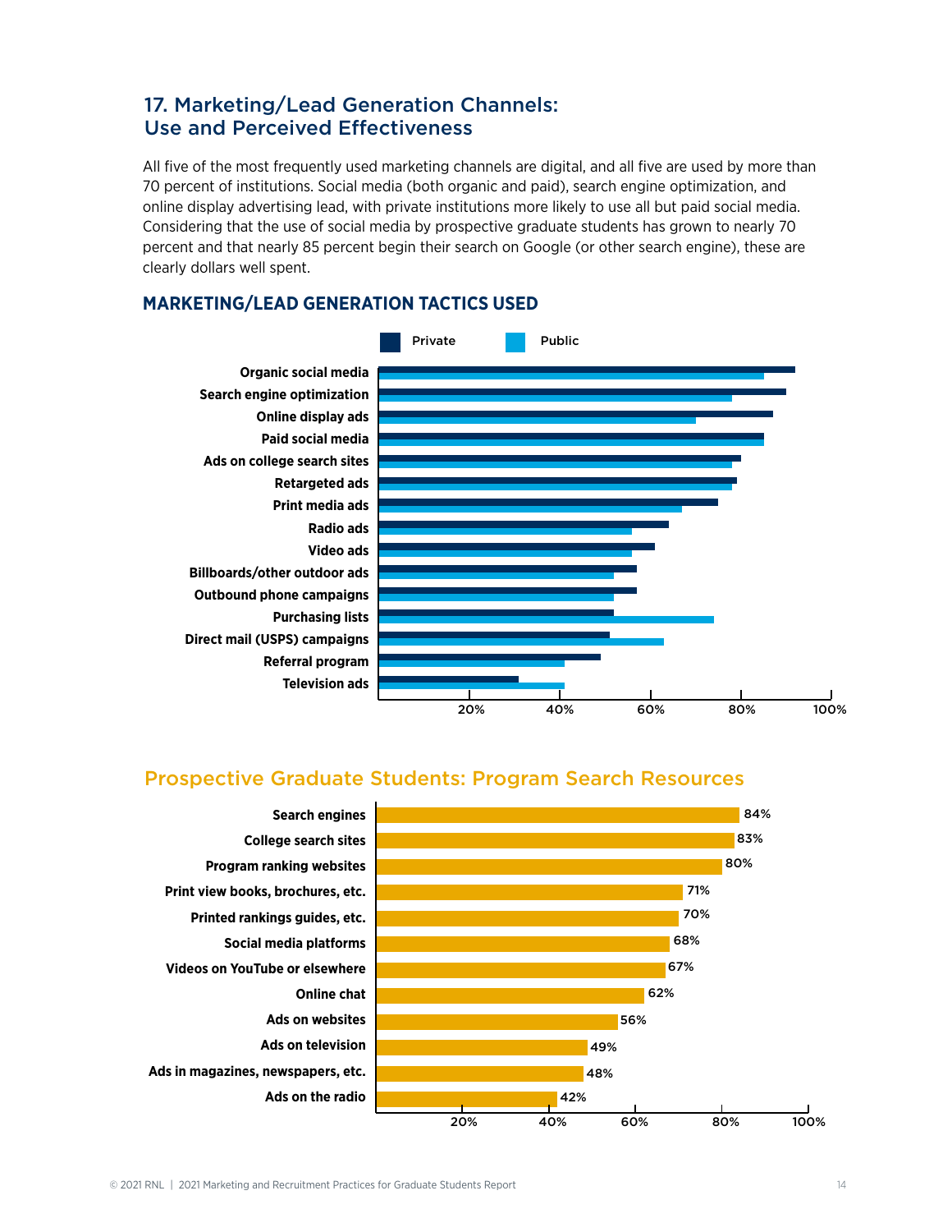## 17. Marketing/Lead Generation Channels: Use and Perceived Effectiveness

All five of the most frequently used marketing channels are digital, and all five are used by more than 70 percent of institutions. Social media (both organic and paid), search engine optimization, and online display advertising lead, with private institutions more likely to use all but paid social media. Considering that the use of social media by prospective graduate students has grown to nearly 70 percent and that nearly 85 percent begin their search on Google (or other search engine), these are clearly dollars well spent.

### MARKETING/LEAD GENERATION TACTICS USED

Legend: Private, Public

- Organic social media
- Search engine optimization
- Online display ads
- Paid social media
- Ads on college search sites
- Retargeted ads
- Print media ads
- Radio ads
- Video ads
- Billboards/other outdoor ads
- Outbound phone campaigns
- Purchasing lists
- Direct mail (USPS) campaigns
- Referral program
- Television ads

Axis: 20%, 40%, 60%, 80%, 100%

### Prospective Graduate Students: Program Search Resources

| Resource | Percentage |
|---|---|
| Search engines | 84% |
| College search sites | 83% |
| Program ranking websites | 80% |
| Print view books, brochures, etc. | 71% |
| Printed rankings guides, etc. | 70% |
| Social media platforms | 68% |
| Videos on YouTube or elsewhere | 67% |
| Online chat | 62% |
| Ads on websites | 56% |
| Ads on television | 49% |
| Ads in magazines, newspapers, etc. | 48% |
| Ads on the radio | 42% |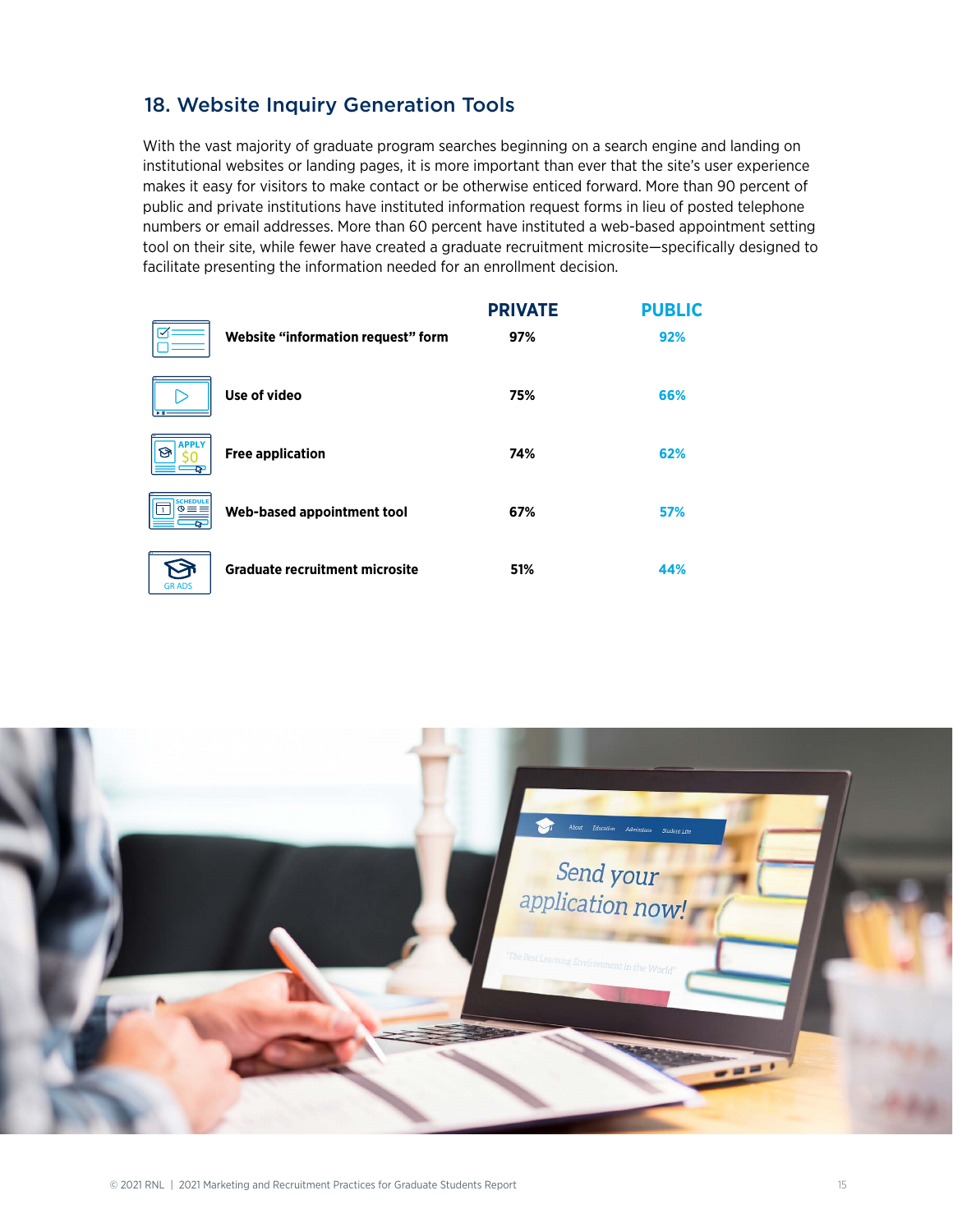## 18. Website Inquiry Generation Tools

With the vast majority of graduate program searches beginning on a search engine and landing on institutional websites or landing pages, it is more important than ever that the site's user experience makes it easy for visitors to make contact or be otherwise enticed forward. More than 90 percent of public and private institutions have instituted information request forms in lieu of posted telephone numbers or email addresses. More than 60 percent have instituted a web-based appointment setting tool on their site, while fewer have created a graduate recruitment microsite—specifically designed to facilitate presenting the information needed for an enrollment decision.

| | PRIVATE | PUBLIC |
|---|---|---|
| **Website "information request" form** | 97% | 92% |
| **Use of video** | 75% | 66% |
| **Free application** | 74% | 62% |
| **Web-based appointment tool** | 67% | 57% |
| **Graduate recruitment microsite** | 51% | 44% |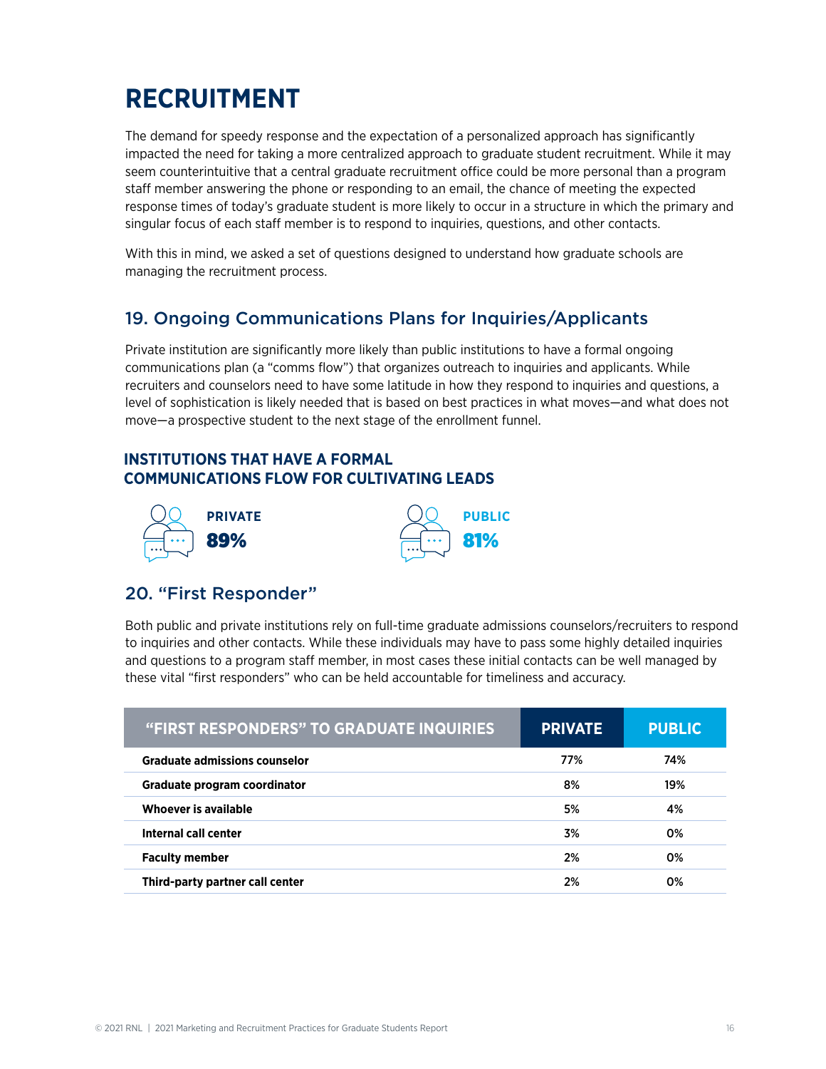# RECRUITMENT

The demand for speedy response and the expectation of a personalized approach has significantly impacted the need for taking a more centralized approach to graduate student recruitment. While it may seem counterintuitive that a central graduate recruitment office could be more personal than a program staff member answering the phone or responding to an email, the chance of meeting the expected response times of today's graduate student is more likely to occur in a structure in which the primary and singular focus of each staff member is to respond to inquiries, questions, and other contacts.

With this in mind, we asked a set of questions designed to understand how graduate schools are managing the recruitment process.

## 19. Ongoing Communications Plans for Inquiries/Applicants

Private institution are significantly more likely than public institutions to have a formal ongoing communications plan (a "comms flow") that organizes outreach to inquiries and applicants. While recruiters and counselors need to have some latitude in how they respond to inquiries and questions, a level of sophistication is likely needed that is based on best practices in what moves—and what does not move—a prospective student to the next stage of the enrollment funnel.

### INSTITUTIONS THAT HAVE A FORMAL COMMUNICATIONS FLOW FOR CULTIVATING LEADS

**PRIVATE** **89%**

**PUBLIC** **81%**

## 20. "First Responder"

Both public and private institutions rely on full-time graduate admissions counselors/recruiters to respond to inquiries and other contacts. While these individuals may have to pass some highly detailed inquiries and questions to a program staff member, in most cases these initial contacts can be well managed by these vital "first responders" who can be held accountable for timeliness and accuracy.

| "FIRST RESPONDERS" TO GRADUATE INQUIRIES | PRIVATE | PUBLIC |
|---|---|---|
| Graduate admissions counselor | 77% | 74% |
| Graduate program coordinator | 8% | 19% |
| Whoever is available | 5% | 4% |
| Internal call center | 3% | 0% |
| Faculty member | 2% | 0% |
| Third-party partner call center | 2% | 0% |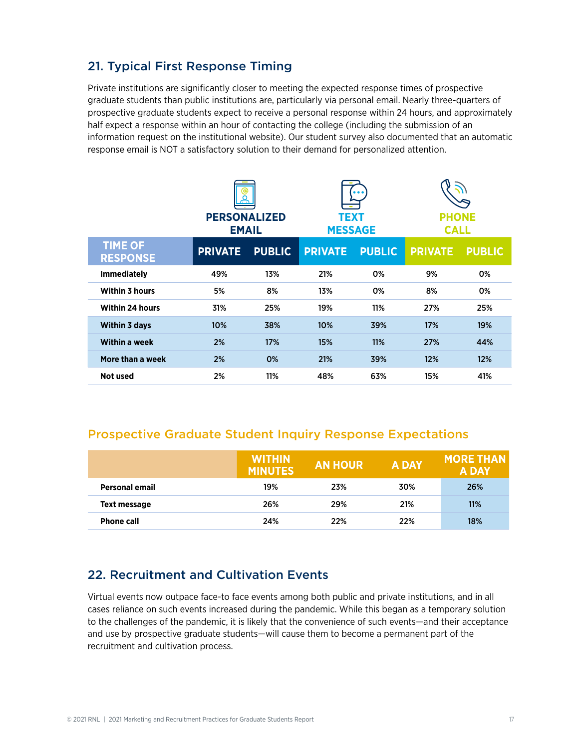## 21. Typical First Response Timing

Private institutions are significantly closer to meeting the expected response times of prospective graduate students than public institutions are, particularly via personal email. Nearly three-quarters of prospective graduate students expect to receive a personal response within 24 hours, and approximately half expect a response within an hour of contacting the college (including the submission of an information request on the institutional website). Our student survey also documented that an automatic response email is NOT a satisfactory solution to their demand for personalized attention.

| | PERSONALIZED EMAIL | | TEXT MESSAGE | | PHONE CALL | |
|---|---|---|---|---|---|---|
| **TIME OF RESPONSE** | **PRIVATE** | **PUBLIC** | **PRIVATE** | **PUBLIC** | **PRIVATE** | **PUBLIC** |
| **Immediately** | 49% | 13% | 21% | 0% | 9% | 0% |
| **Within 3 hours** | 5% | 8% | 13% | 0% | 8% | 0% |
| **Within 24 hours** | 31% | 25% | 19% | 11% | 27% | 25% |
| **Within 3 days** | 10% | 38% | 10% | 39% | 17% | 19% |
| **Within a week** | 2% | 17% | 15% | 11% | 27% | 44% |
| **More than a week** | 2% | 0% | 21% | 39% | 12% | 12% |
| **Not used** | 2% | 11% | 48% | 63% | 15% | 41% |

### Prospective Graduate Student Inquiry Response Expectations

| | WITHIN MINUTES | AN HOUR | A DAY | MORE THAN A DAY |
|---|---|---|---|---|
| **Personal email** | 19% | 23% | 30% | 26% |
| **Text message** | 26% | 29% | 21% | 11% |
| **Phone call** | 24% | 22% | 22% | 18% |

## 22. Recruitment and Cultivation Events

Virtual events now outpace face-to face events among both public and private institutions, and in all cases reliance on such events increased during the pandemic. While this began as a temporary solution to the challenges of the pandemic, it is likely that the convenience of such events—and their acceptance and use by prospective graduate students—will cause them to become a permanent part of the recruitment and cultivation process.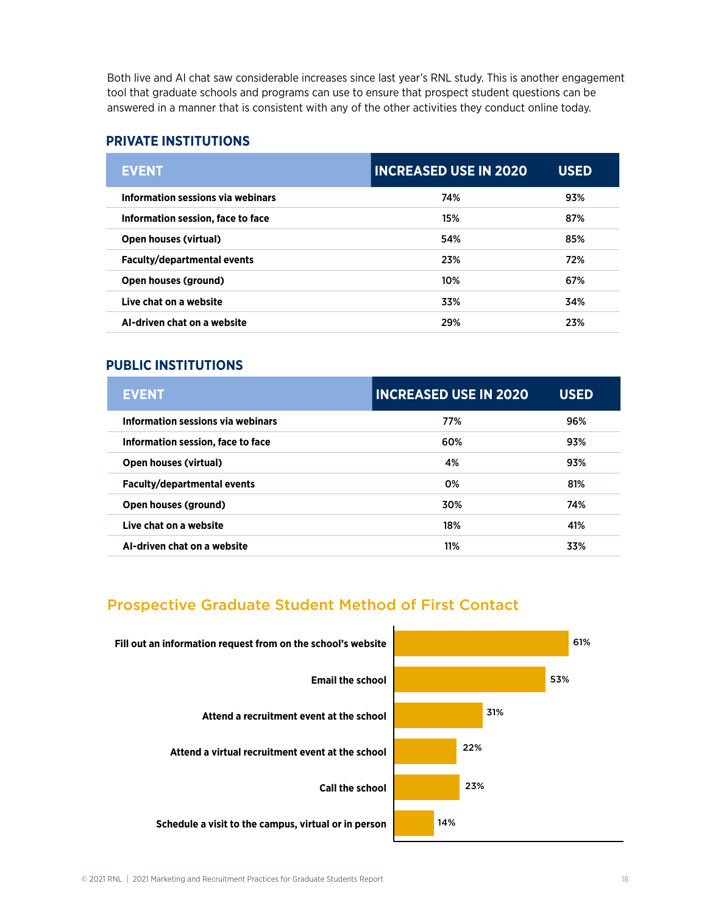Both live and AI chat saw considerable increases since last year's RNL study. This is another engagement tool that graduate schools and programs can use to ensure that prospect student questions can be answered in a manner that is consistent with any of the other activities they conduct online today.

### PRIVATE INSTITUTIONS

| EVENT | INCREASED USE IN 2020 | USED |
|---|---|---|
| Information sessions via webinars | 74% | 93% |
| Information session, face to face | 15% | 87% |
| Open houses (virtual) | 54% | 85% |
| Faculty/departmental events | 23% | 72% |
| Open houses (ground) | 10% | 67% |
| Live chat on a website | 33% | 34% |
| AI-driven chat on a website | 29% | 23% |

### PUBLIC INSTITUTIONS

| EVENT | INCREASED USE IN 2020 | USED |
|---|---|---|
| Information sessions via webinars | 77% | 96% |
| Information session, face to face | 60% | 93% |
| Open houses (virtual) | 4% | 93% |
| Faculty/departmental events | 0% | 81% |
| Open houses (ground) | 30% | 74% |
| Live chat on a website | 18% | 41% |
| AI-driven chat on a website | 11% | 33% |

## Prospective Graduate Student Method of First Contact

| Method | Percentage |
|---|---|
| Fill out an information request from on the school's website | 61% |
| Email the school | 53% |
| Attend a recruitment event at the school | 31% |
| Attend a virtual recruitment event at the school | 22% |
| Call the school | 23% |
| Schedule a visit to the campus, virtual or in person | 14% |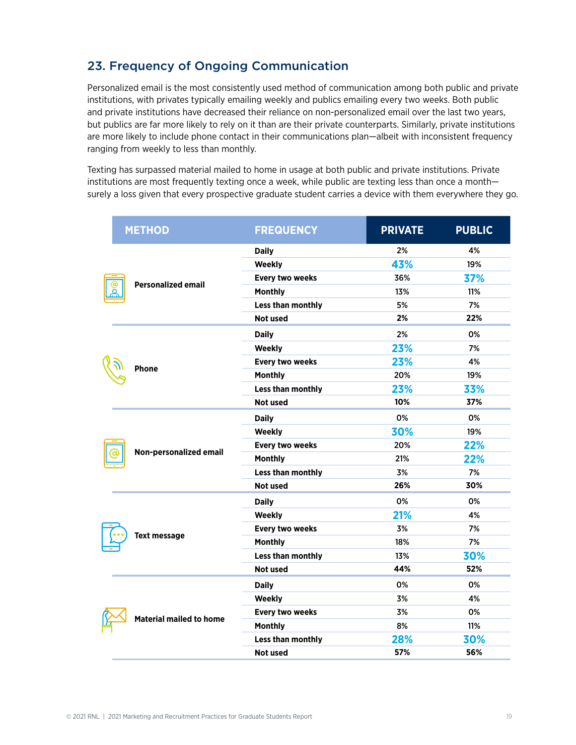## 23. Frequency of Ongoing Communication

Personalized email is the most consistently used method of communication among both public and private institutions, with privates typically emailing weekly and publics emailing every two weeks. Both public and private institutions have decreased their reliance on non-personalized email over the last two years, but publics are far more likely to rely on it than are their private counterparts. Similarly, private institutions are more likely to include phone contact in their communications plan—albeit with inconsistent frequency ranging from weekly to less than monthly.

Texting has surpassed material mailed to home in usage at both public and private institutions. Private institutions are most frequently texting once a week, while public are texting less than once a month—surely a loss given that every prospective graduate student carries a device with them everywhere they go.

| METHOD | FREQUENCY | PRIVATE | PUBLIC |
|---|---|---|---|
| Personalized email | Daily | 2% | 4% |
| | Weekly | **43%** | 19% |
| | Every two weeks | 36% | **37%** |
| | Monthly | 13% | 11% |
| | Less than monthly | 5% | 7% |
| | Not used | 2% | 22% |
| Phone | Daily | 2% | 0% |
| | Weekly | **23%** | 7% |
| | Every two weeks | **23%** | 4% |
| | Monthly | 20% | 19% |
| | Less than monthly | **23%** | **33%** |
| | Not used | 10% | 37% |
| Non-personalized email | Daily | 0% | 0% |
| | Weekly | **30%** | 19% |
| | Every two weeks | 20% | **22%** |
| | Monthly | 21% | **22%** |
| | Less than monthly | 3% | 7% |
| | Not used | 26% | 30% |
| Text message | Daily | 0% | 0% |
| | Weekly | **21%** | 4% |
| | Every two weeks | 3% | 7% |
| | Monthly | 18% | 7% |
| | Less than monthly | 13% | **30%** |
| | Not used | 44% | 52% |
| Material mailed to home | Daily | 0% | 0% |
| | Weekly | 3% | 4% |
| | Every two weeks | 3% | 0% |
| | Monthly | 8% | 11% |
| | Less than monthly | **28%** | **30%** |
| | Not used | 57% | 56% |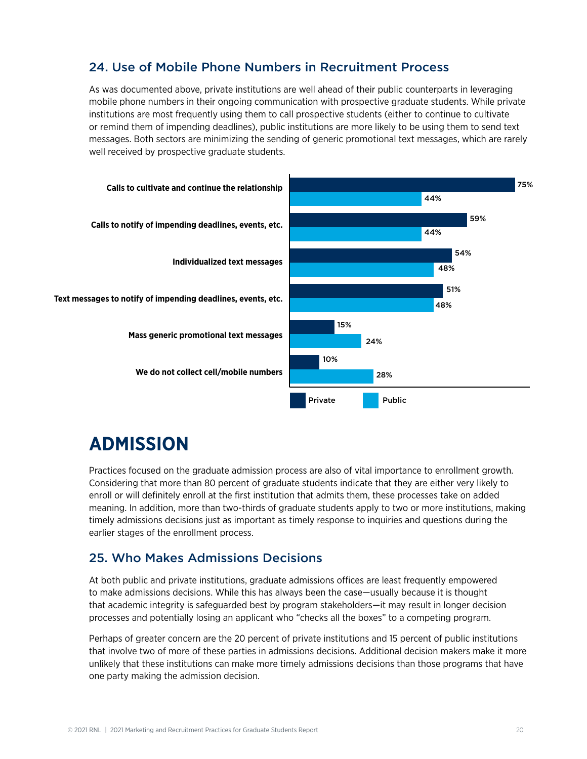## 24. Use of Mobile Phone Numbers in Recruitment Process

As was documented above, private institutions are well ahead of their public counterparts in leveraging mobile phone numbers in their ongoing communication with prospective graduate students. While private institutions are most frequently using them to call prospective students (either to continue to cultivate or remind them of impending deadlines), public institutions are more likely to be using them to send text messages. Both sectors are minimizing the sending of generic promotional text messages, which are rarely well received by prospective graduate students.

| | Private | Public |
| --- | --- | --- |
| Calls to cultivate and continue the relationship | 75% | 44% |
| Calls to notify of impending deadlines, events, etc. | 59% | 44% |
| Individualized text messages | 54% | 48% |
| Text messages to notify of impending deadlines, events, etc. | 51% | 48% |
| Mass generic promotional text messages | 15% | 24% |
| We do not collect cell/mobile numbers | 10% | 28% |

# ADMISSION

Practices focused on the graduate admission process are also of vital importance to enrollment growth. Considering that more than 80 percent of graduate students indicate that they are either very likely to enroll or will definitely enroll at the first institution that admits them, these processes take on added meaning. In addition, more than two-thirds of graduate students apply to two or more institutions, making timely admissions decisions just as important as timely response to inquiries and questions during the earlier stages of the enrollment process.

## 25. Who Makes Admissions Decisions

At both public and private institutions, graduate admissions offices are least frequently empowered to make admissions decisions. While this has always been the case—usually because it is thought that academic integrity is safeguarded best by program stakeholders—it may result in longer decision processes and potentially losing an applicant who "checks all the boxes" to a competing program.

Perhaps of greater concern are the 20 percent of private institutions and 15 percent of public institutions that involve two of more of these parties in admissions decisions. Additional decision makers make it more unlikely that these institutions can make more timely admissions decisions than those programs that have one party making the admission decision.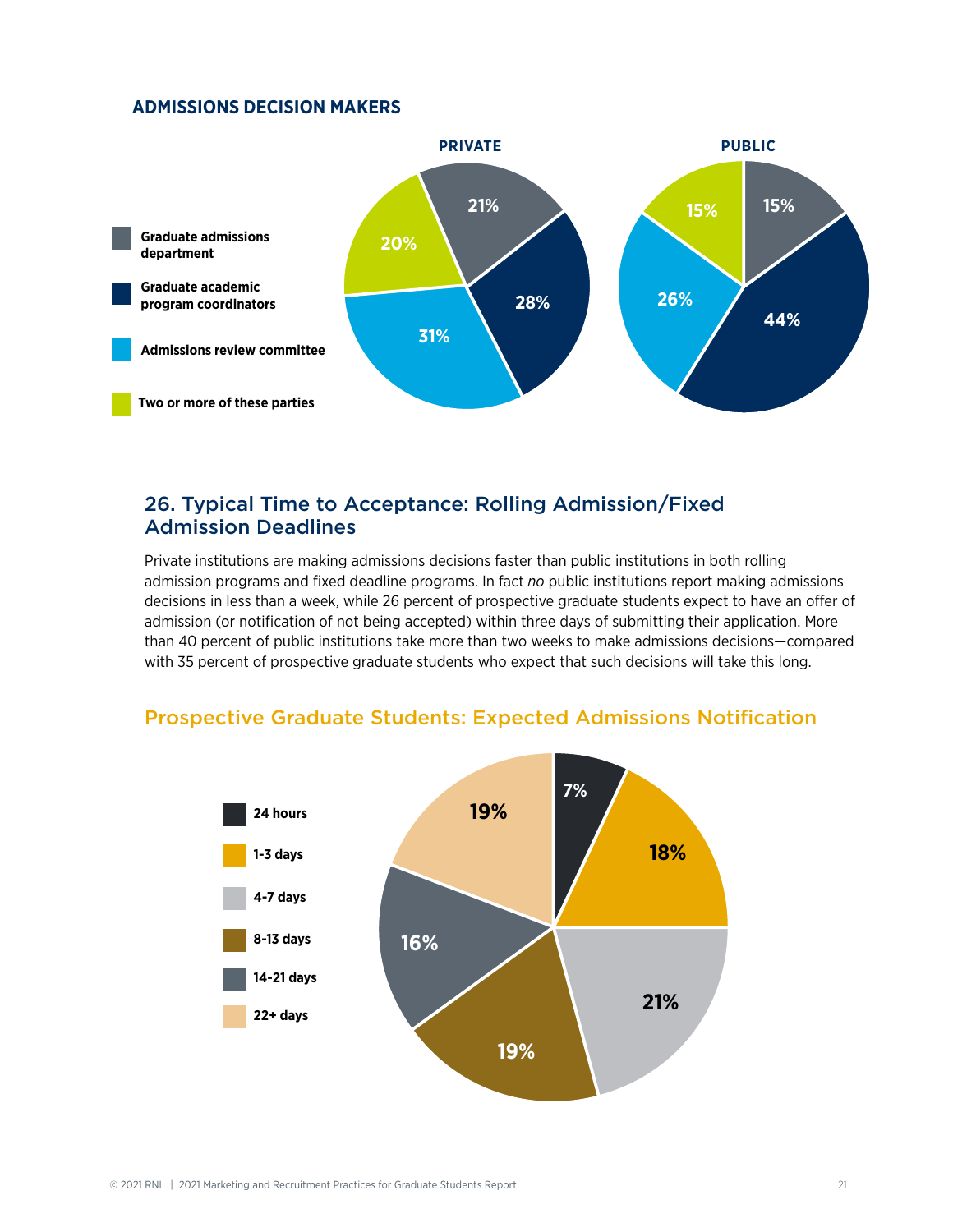**ADMISSIONS DECISION MAKERS**

| | PRIVATE | PUBLIC |
|---|---|---|
| Graduate admissions department | 21% | 15% |
| Graduate academic program coordinators | 28% | 44% |
| Admissions review committee | 31% | 26% |
| Two or more of these parties | 20% | 15% |

## 26. Typical Time to Acceptance: Rolling Admission/Fixed Admission Deadlines

Private institutions are making admissions decisions faster than public institutions in both rolling admission programs and fixed deadline programs. In fact *no* public institutions report making admissions decisions in less than a week, while 26 percent of prospective graduate students expect to have an offer of admission (or notification of not being accepted) within three days of submitting their application. More than 40 percent of public institutions take more than two weeks to make admissions decisions—compared with 35 percent of prospective graduate students who expect that such decisions will take this long.

### Prospective Graduate Students: Expected Admissions Notification

| Time | Percent |
|---|---|
| 24 hours | 7% |
| 1-3 days | 18% |
| 4-7 days | 21% |
| 8-13 days | 19% |
| 14-21 days | 16% |
| 22+ days | 19% |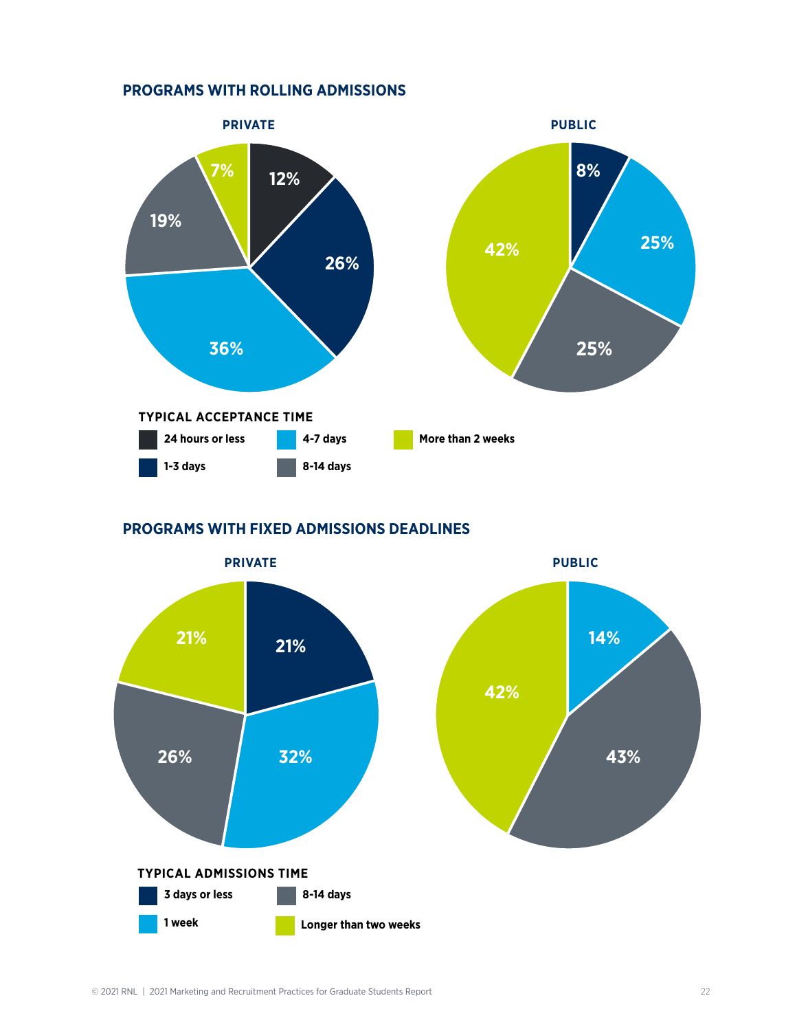## PROGRAMS WITH ROLLING ADMISSIONS

**PRIVATE**

| Typical acceptance time | Percentage |
| --- | --- |
| 24 hours or less | 12% |
| 1-3 days | 26% |
| 4-7 days | 36% |
| 8-14 days | 19% |
| More than 2 weeks | 7% |

**PUBLIC**

| Typical acceptance time | Percentage |
| --- | --- |
| 1-3 days | 8% |
| 4-7 days | 25% |
| 8-14 days | 25% |
| More than 2 weeks | 42% |

**TYPICAL ACCEPTANCE TIME**

- 24 hours or less
- 1-3 days
- 4-7 days
- 8-14 days
- More than 2 weeks

## PROGRAMS WITH FIXED ADMISSIONS DEADLINES

**PRIVATE**

| Typical admissions time | Percentage |
| --- | --- |
| 3 days or less | 21% |
| 1 week | 32% |
| 8-14 days | 26% |
| Longer than two weeks | 21% |

**PUBLIC**

| Typical admissions time | Percentage |
| --- | --- |
| 1 week | 14% |
| 8-14 days | 43% |
| Longer than two weeks | 42% |

**TYPICAL ADMISSIONS TIME**

- 3 days or less
- 1 week
- 8-14 days
- Longer than two weeks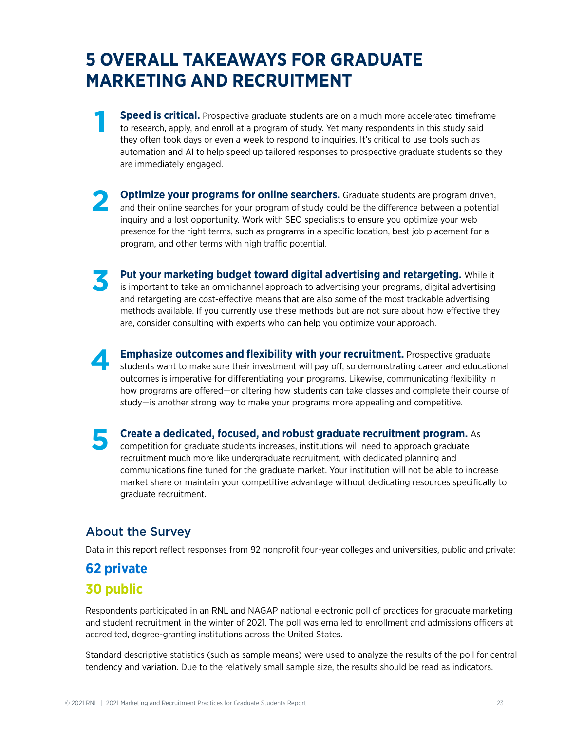# 5 OVERALL TAKEAWAYS FOR GRADUATE MARKETING AND RECRUITMENT

1. **Speed is critical.** Prospective graduate students are on a much more accelerated timeframe to research, apply, and enroll at a program of study. Yet many respondents in this study said they often took days or even a week to respond to inquiries. It's critical to use tools such as automation and AI to help speed up tailored responses to prospective graduate students so they are immediately engaged.

2. **Optimize your programs for online searchers.** Graduate students are program driven, and their online searches for your program of study could be the difference between a potential inquiry and a lost opportunity. Work with SEO specialists to ensure you optimize your web presence for the right terms, such as programs in a specific location, best job placement for a program, and other terms with high traffic potential.

3. **Put your marketing budget toward digital advertising and retargeting.** While it is important to take an omnichannel approach to advertising your programs, digital advertising and retargeting are cost-effective means that are also some of the most trackable advertising methods available. If you currently use these methods but are not sure about how effective they are, consider consulting with experts who can help you optimize your approach.

4. **Emphasize outcomes and flexibility with your recruitment.** Prospective graduate students want to make sure their investment will pay off, so demonstrating career and educational outcomes is imperative for differentiating your programs. Likewise, communicating flexibility in how programs are offered—or altering how students can take classes and complete their course of study—is another strong way to make your programs more appealing and competitive.

5. **Create a dedicated, focused, and robust graduate recruitment program.** As competition for graduate students increases, institutions will need to approach graduate recruitment much more like undergraduate recruitment, with dedicated planning and communications fine tuned for the graduate market. Your institution will not be able to increase market share or maintain your competitive advantage without dedicating resources specifically to graduate recruitment.

## About the Survey

Data in this report reflect responses from 92 nonprofit four-year colleges and universities, public and private:

**62 private**

**30 public**

Respondents participated in an RNL and NAGAP national electronic poll of practices for graduate marketing and student recruitment in the winter of 2021. The poll was emailed to enrollment and admissions officers at accredited, degree-granting institutions across the United States.

Standard descriptive statistics (such as sample means) were used to analyze the results of the poll for central tendency and variation. Due to the relatively small sample size, the results should be read as indicators.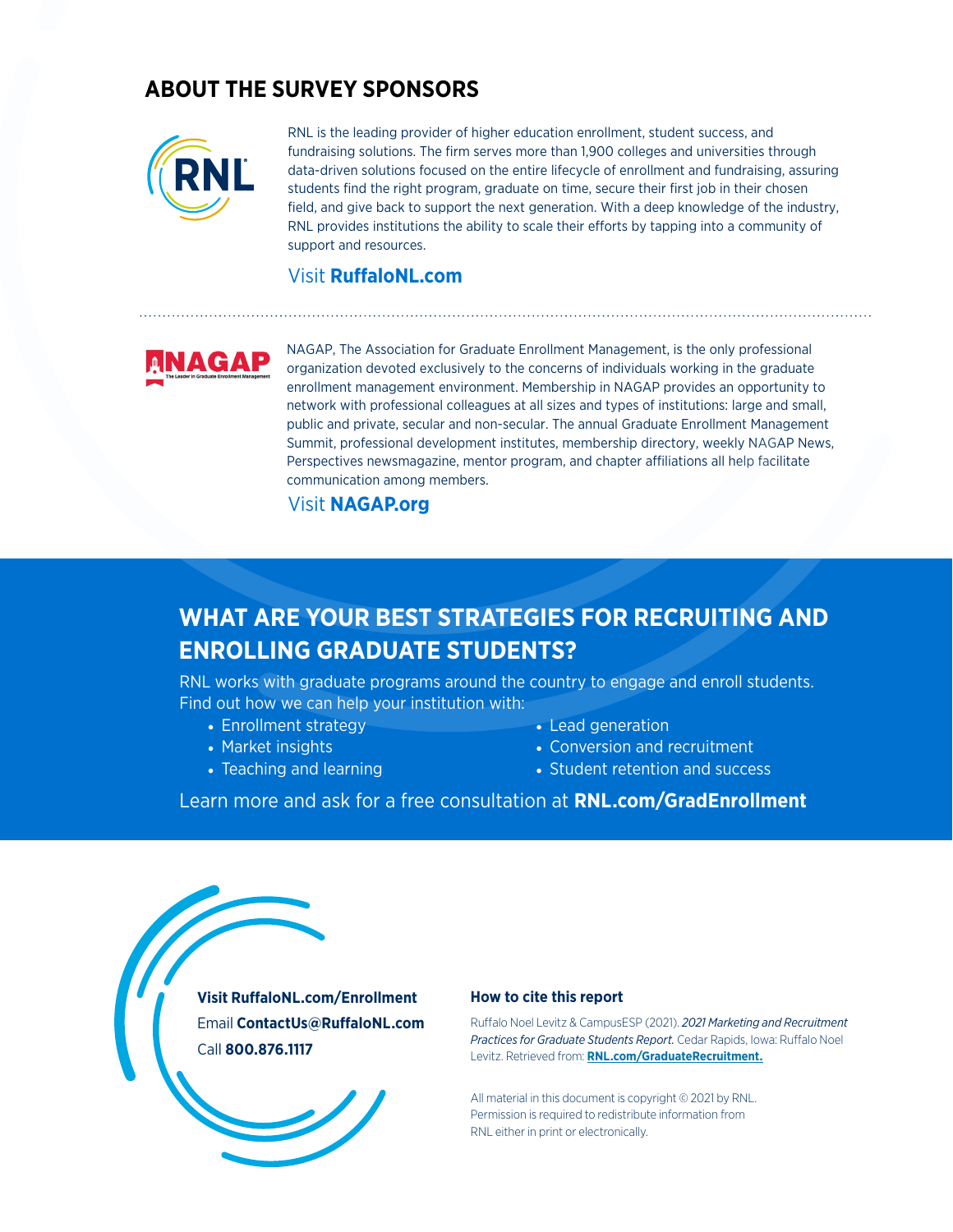## ABOUT THE SURVEY SPONSORS

RNL is the leading provider of higher education enrollment, student success, and fundraising solutions. The firm serves more than 1,900 colleges and universities through data-driven solutions focused on the entire lifecycle of enrollment and fundraising, assuring students find the right program, graduate on time, secure their first job in their chosen field, and give back to support the next generation. With a deep knowledge of the industry, RNL provides institutions the ability to scale their efforts by tapping into a community of support and resources.

Visit **RuffaloNL.com**

NAGAP, The Association for Graduate Enrollment Management, is the only professional organization devoted exclusively to the concerns of individuals working in the graduate enrollment management environment. Membership in NAGAP provides an opportunity to network with professional colleagues at all sizes and types of institutions: large and small, public and private, secular and non-secular. The annual Graduate Enrollment Management Summit, professional development institutes, membership directory, weekly NAGAP News, Perspectives newsmagazine, mentor program, and chapter affiliations all help facilitate communication among members.

Visit **NAGAP.org**

## WHAT ARE YOUR BEST STRATEGIES FOR RECRUITING AND ENROLLING GRADUATE STUDENTS?

RNL works with graduate programs around the country to engage and enroll students. Find out how we can help your institution with:

- Enrollment strategy
- Market insights
- Teaching and learning
- Lead generation
- Conversion and recruitment
- Student retention and success

Learn more and ask for a free consultation at **RNL.com/GradEnrollment**

**Visit RuffaloNL.com/Enrollment**
Email **ContactUs@RuffaloNL.com**
Call **800.876.1117**

**How to cite this report**

Ruffalo Noel Levitz & CampusESP (2021). ***2021 Marketing and Recruitment Practices for Graduate Students Report.*** Cedar Rapids, Iowa: Ruffalo Noel Levitz. Retrieved from: **RNL.com/GraduateRecruitment.**

All material in this document is copyright © 2021 by RNL. Permission is required to redistribute information from RNL either in print or electronically.